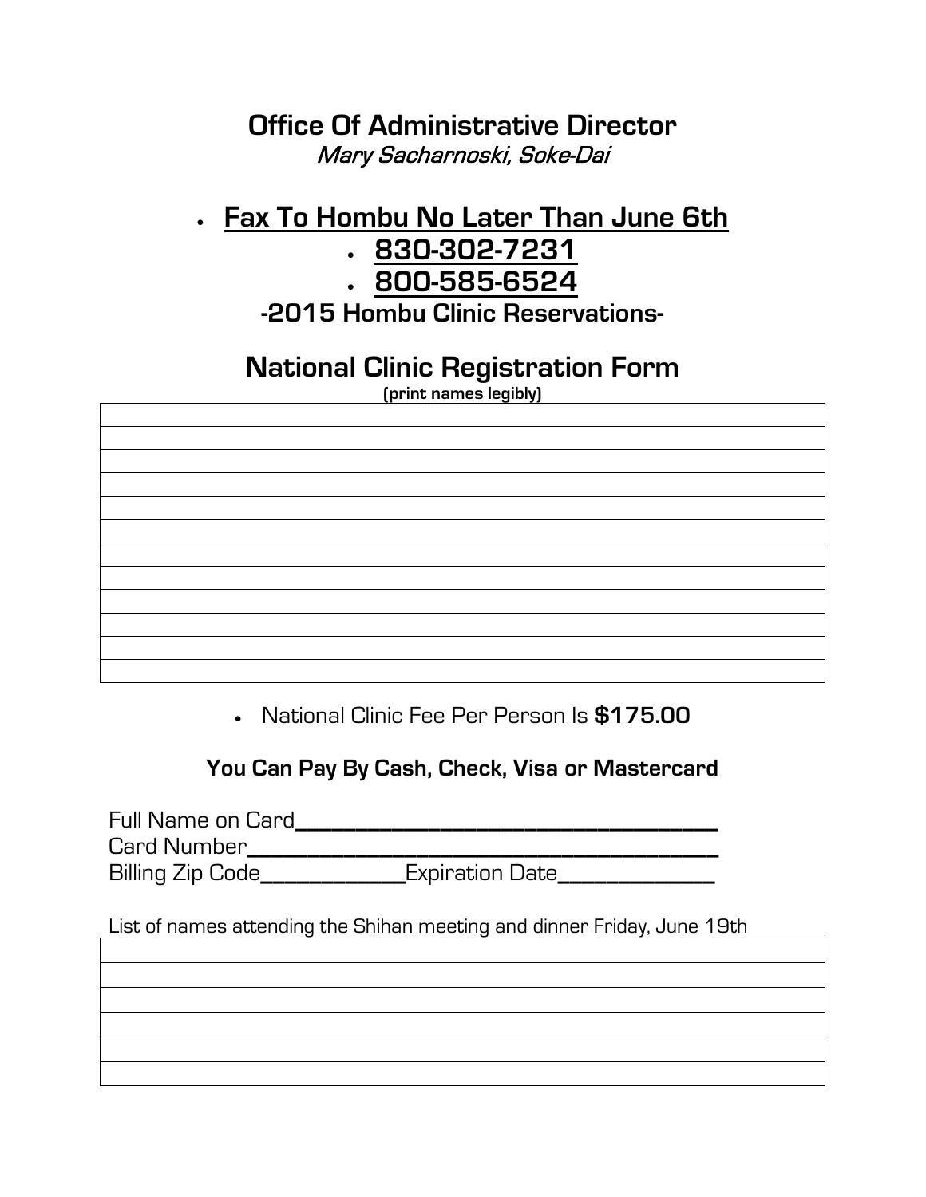## Office Of Administrative Director

*Mary Sacharnoski, Soke-Dai*

- **Fax To Hombu No Later Than June 6th**
  - **830-302-7231**
  - **800-585-6524**

**-2015 Hombu Clinic Reservations-**

## National Clinic Registration Form

**(print names legibly)**

| |
|---|
| |
| |
| |
| |
| |
| |
| |
| |
| |
| |
| |
| |

- National Clinic Fee Per Person Is **$175.00**

**You Can Pay By Cash, Check, Visa or Mastercard**

Full Name on Card______________________________________

Card Number__________________________________________

Billing Zip Code_____________Expiration Date_____________

List of names attending the Shihan meeting and dinner Friday, June 19th

| |
|---|
| |
| |
| |
| |
| |
| |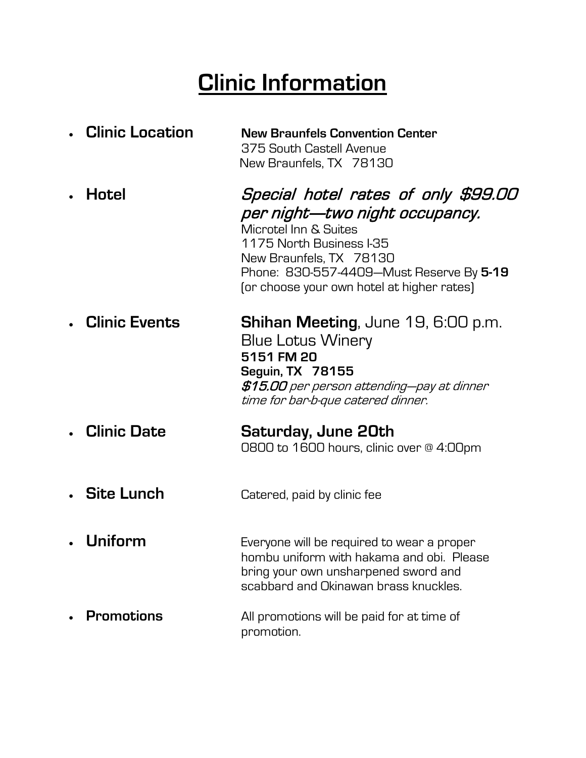# Clinic Information

- **Clinic Location** — **New Braunfels Convention Center**
  375 South Castell Avenue
  New Braunfels, TX 78130

- **Hotel** — ***Special hotel rates of only $99.00 per night—two night occupancy.***
  Microtel Inn & Suites
  1175 North Business I-35
  New Braunfels, TX 78130
  Phone: 830-557-4409—Must Reserve By **5-19**
  (or choose your own hotel at higher rates)

- **Clinic Events** — **Shihan Meeting**, June 19, 6:00 p.m.
  Blue Lotus Winery
  **5151 FM 20**
  **Seguin, TX 78155**
  ***$15.00*** *per person attending—pay at dinner time for bar-b-que catered dinner.*

- **Clinic Date** — **Saturday, June 20th**
  0800 to 1600 hours, clinic over @ 4:00pm

- **Site Lunch** — Catered, paid by clinic fee

- **Uniform** — Everyone will be required to wear a proper hombu uniform with hakama and obi. Please bring your own unsharpened sword and scabbard and Okinawan brass knuckles.

- **Promotions** — All promotions will be paid for at time of promotion.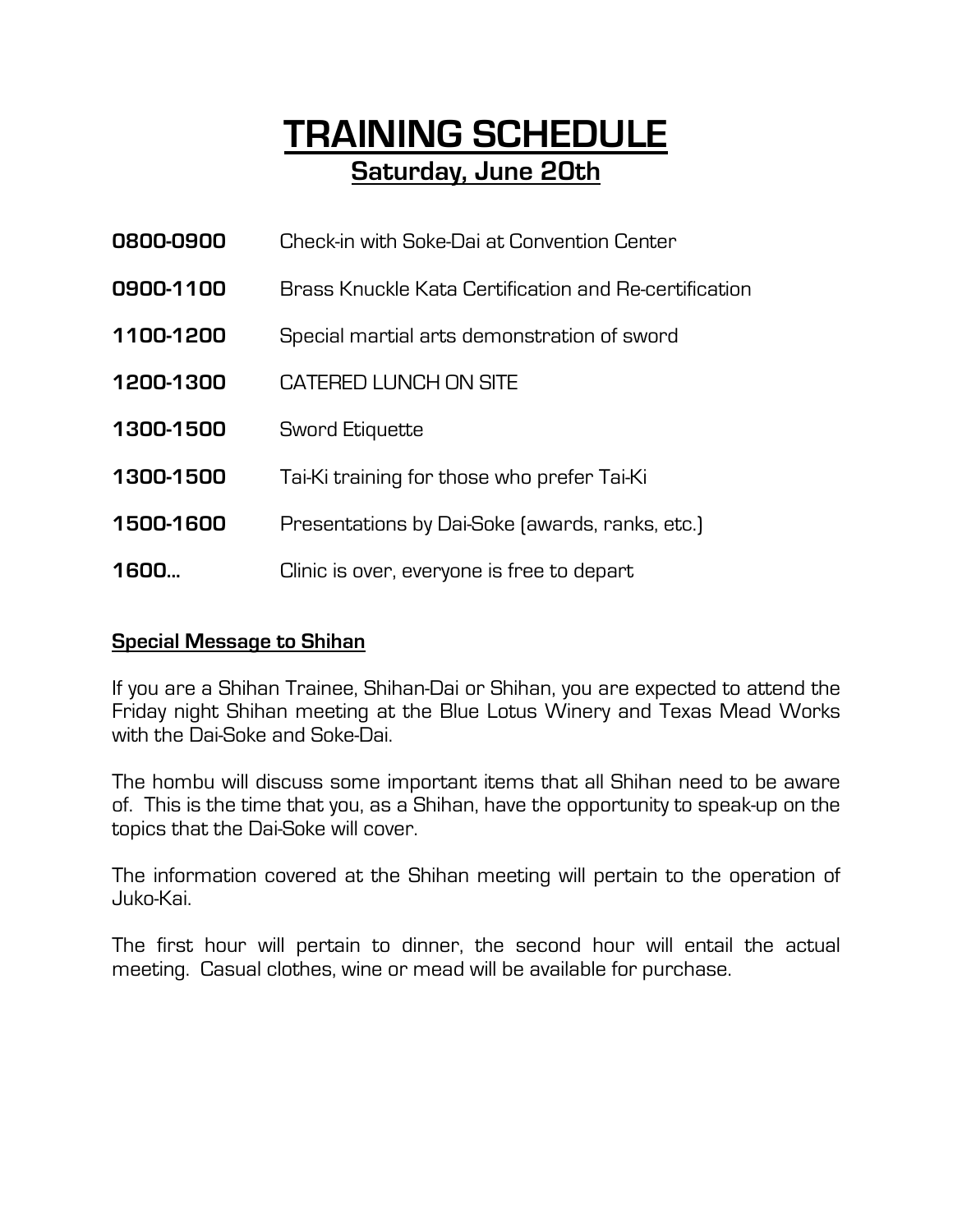# TRAINING SCHEDULE

## Saturday, June 20th

| | |
|---|---|
| **0800-0900** | Check-in with Soke-Dai at Convention Center |
| **0900-1100** | Brass Knuckle Kata Certification and Re-certification |
| **1100-1200** | Special martial arts demonstration of sword |
| **1200-1300** | CATERED LUNCH ON SITE |
| **1300-1500** | Sword Etiquette |
| **1300-1500** | Tai-Ki training for those who prefer Tai-Ki |
| **1500-1600** | Presentations by Dai-Soke (awards, ranks, etc.) |
| **1600…** | Clinic is over, everyone is free to depart |

**Special Message to Shihan**

If you are a Shihan Trainee, Shihan-Dai or Shihan, you are expected to attend the Friday night Shihan meeting at the Blue Lotus Winery and Texas Mead Works with the Dai-Soke and Soke-Dai.

The hombu will discuss some important items that all Shihan need to be aware of. This is the time that you, as a Shihan, have the opportunity to speak-up on the topics that the Dai-Soke will cover.

The information covered at the Shihan meeting will pertain to the operation of Juko-Kai.

The first hour will pertain to dinner, the second hour will entail the actual meeting. Casual clothes, wine or mead will be available for purchase.